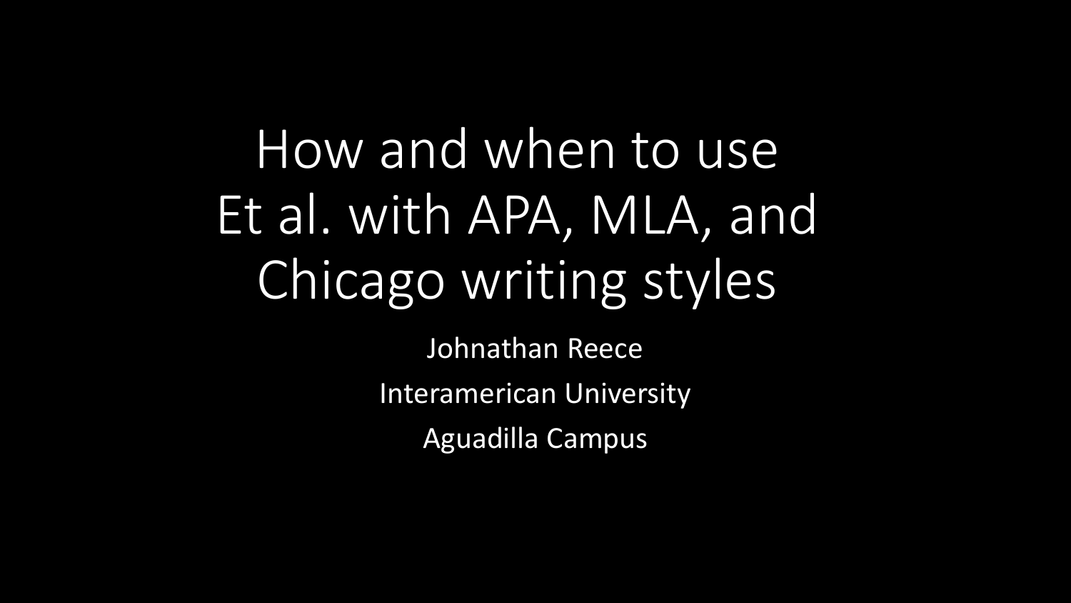# How and when to use Et al. with APA, MLA, and Chicago writing styles

Johnathan Reece

Interamerican University

Aguadilla Campus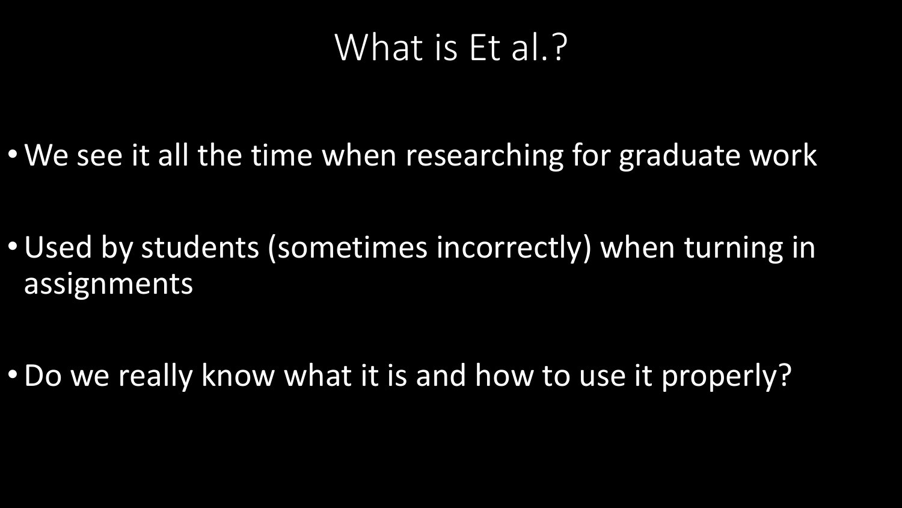# What is Et al.?

- We see it all the time when researching for graduate work
- Used by students (sometimes incorrectly) when turning in assignments
- Do we really know what it is and how to use it properly?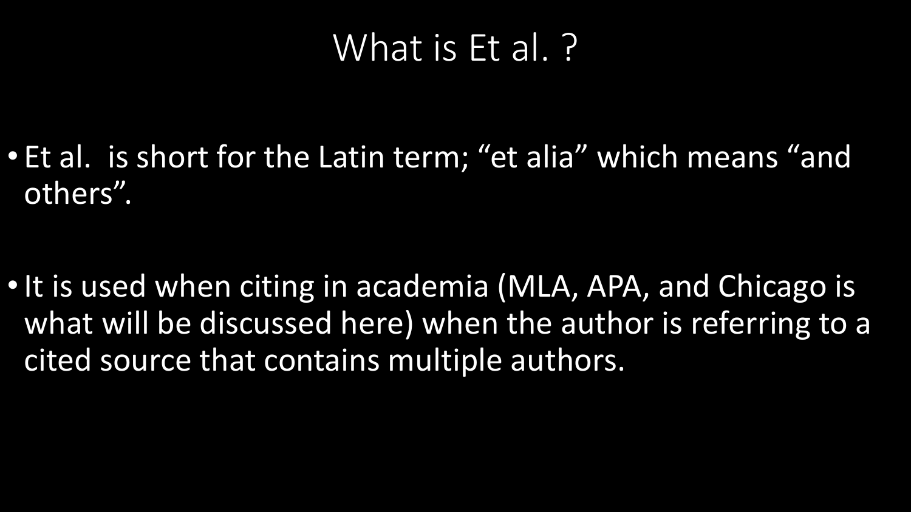# What is Et al. ?

- Et al. is short for the Latin term; “et alia” which means “and others”.

- It is used when citing in academia (MLA, APA, and Chicago is what will be discussed here) when the author is referring to a cited source that contains multiple authors.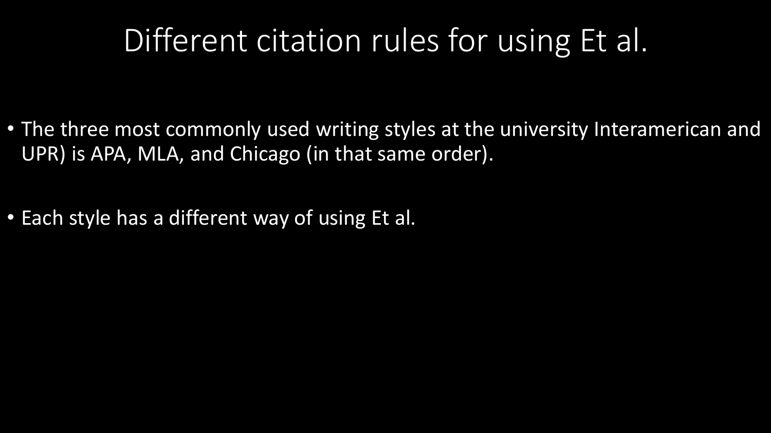# Different citation rules for using Et al.

- The three most commonly used writing styles at the university Interamerican and UPR) is APA, MLA, and Chicago (in that same order).

- Each style has a different way of using Et al.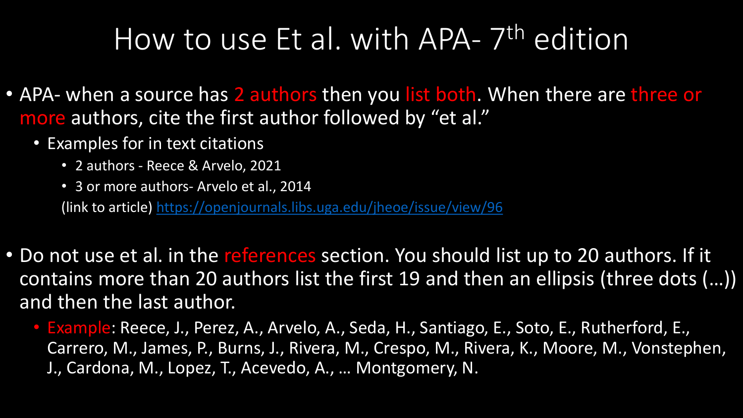# How to use Et al. with APA- 7th edition

- APA- when a source has 2 authors then you list both. When there are three or more authors, cite the first author followed by "et al."
  - Examples for in text citations
    - 2 authors - Reece & Arvelo, 2021
    - 3 or more authors- Arvelo et al., 2014

    (link to article) https://openjournals.libs.uga.edu/jheoe/issue/view/96

- Do not use et al. in the references section. You should list up to 20 authors. If it contains more than 20 authors list the first 19 and then an ellipsis (three dots (…)) and then the last author.
  - Example: Reece, J., Perez, A., Arvelo, A., Seda, H., Santiago, E., Soto, E., Rutherford, E., Carrero, M., James, P., Burns, J., Rivera, M., Crespo, M., Rivera, K., Moore, M., Vonstephen, J., Cardona, M., Lopez, T., Acevedo, A., … Montgomery, N.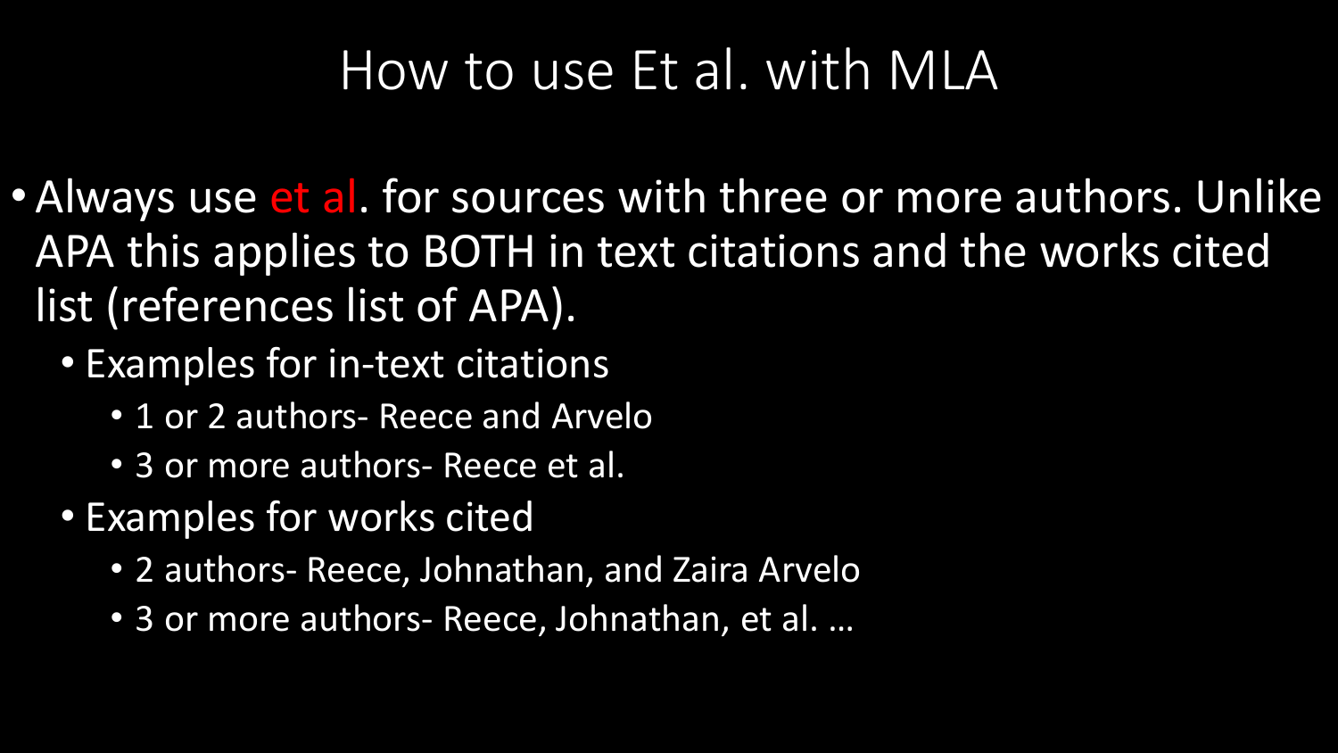# How to use Et al. with MLA

- Always use et al. for sources with three or more authors. Unlike APA this applies to BOTH in text citations and the works cited list (references list of APA).
  - Examples for in-text citations
    - 1 or 2 authors- Reece and Arvelo
    - 3 or more authors- Reece et al.
  - Examples for works cited
    - 2 authors- Reece, Johnathan, and Zaira Arvelo
    - 3 or more authors- Reece, Johnathan, et al. …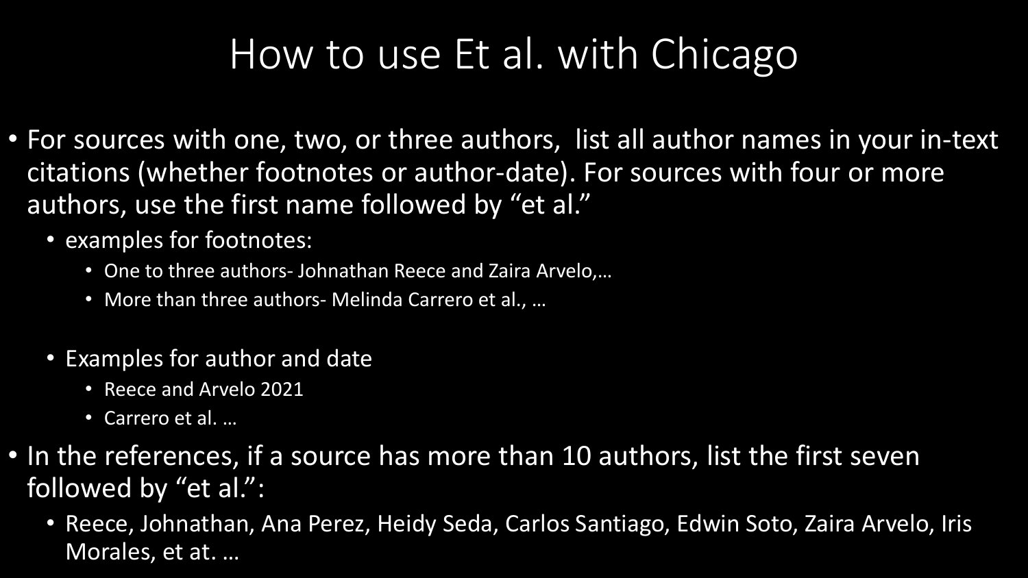# How to use Et al. with Chicago

- For sources with one, two, or three authors,  list all author names in your in-text citations (whether footnotes or author-date). For sources with four or more authors, use the first name followed by "et al."
  - examples for footnotes:
    - One to three authors- Johnathan Reece and Zaira Arvelo,…
    - More than three authors- Melinda Carrero et al., …
  - Examples for author and date
    - Reece and Arvelo 2021
    - Carrero et al. …
- In the references, if a source has more than 10 authors, list the first seven followed by "et al.":
  - Reece, Johnathan, Ana Perez, Heidy Seda, Carlos Santiago, Edwin Soto, Zaira Arvelo, Iris Morales, et at. …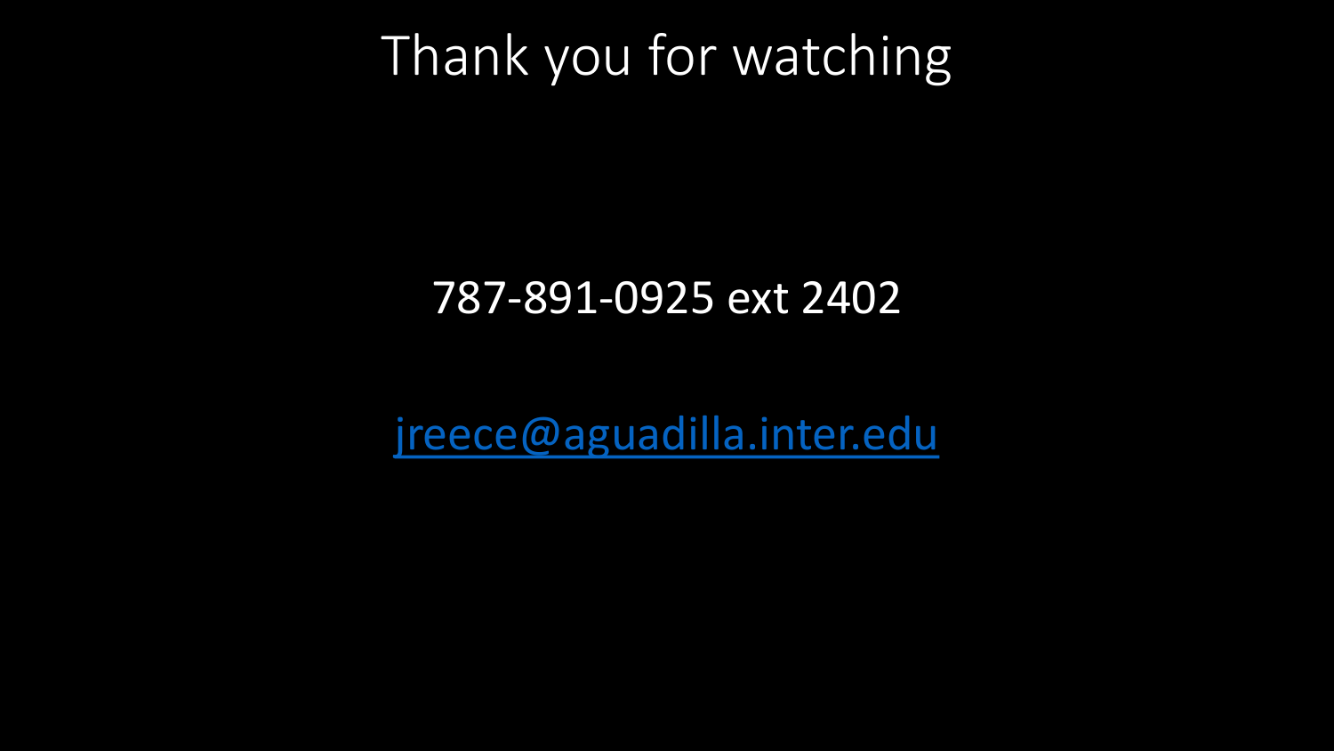# Thank you for watching

787-891-0925 ext 2402

[jreece@aguadilla.inter.edu](mailto:jreece@aguadilla.inter.edu)